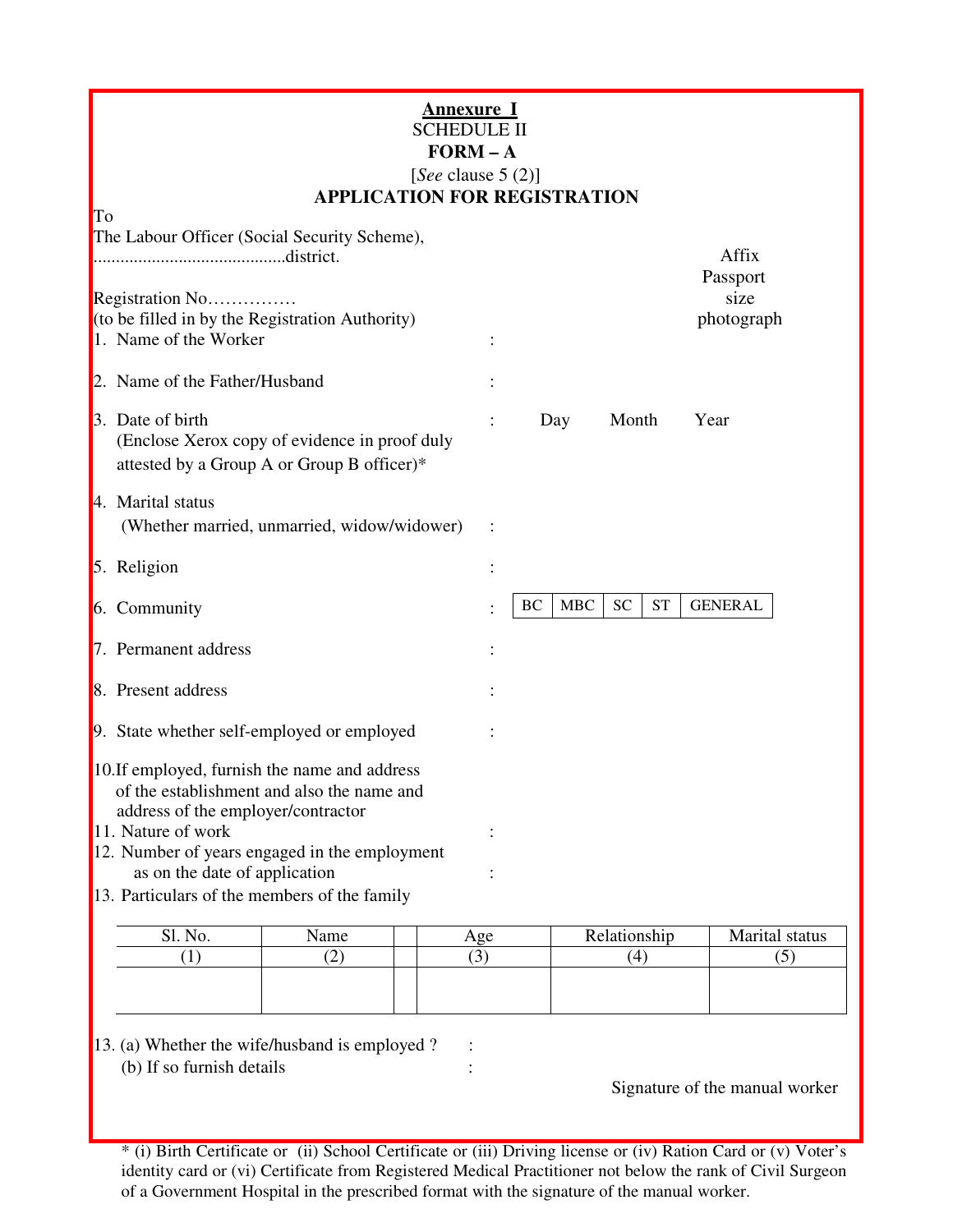**Annexure I**

SCHEDULE II

**FORM – A**

[*See* clause 5 (2)]

**APPLICATION FOR REGISTRATION**

To

The Labour Officer (Social Security Scheme),

..........................................district.

Affix Passport size photograph

Registration No……………

(to be filled in by the Registration Authority)

1. Name of the Worker :

2. Name of the Father/Husband :

3. Date of birth : Day Month Year
   (Enclose Xerox copy of evidence in proof duly attested by a Group A or Group B officer)*

4. Marital status
   (Whether married, unmarried, widow/widower) :

5. Religion :

6. Community :

| BC | MBC | SC | ST | GENERAL |
|---|---|---|---|---|

7. Permanent address :

8. Present address :

9. State whether self-employed or employed :

10. If employed, furnish the name and address of the establishment and also the name and address of the employer/contractor

11. Nature of work :

12. Number of years engaged in the employment as on the date of application :

13. Particulars of the members of the family

| Sl. No. | Name | | Age | Relationship | Marital status |
|---|---|---|---|---|---|
| (1) | (2) | | (3) | (4) | (5) |
| | | | | | |

13. (a) Whether the wife/husband is employed ? :
    (b) If so furnish details :

Signature of the manual worker

* (i) Birth Certificate or (ii) School Certificate or (iii) Driving license or (iv) Ration Card or (v) Voter's identity card or (vi) Certificate from Registered Medical Practitioner not below the rank of Civil Surgeon of a Government Hospital in the prescribed format with the signature of the manual worker.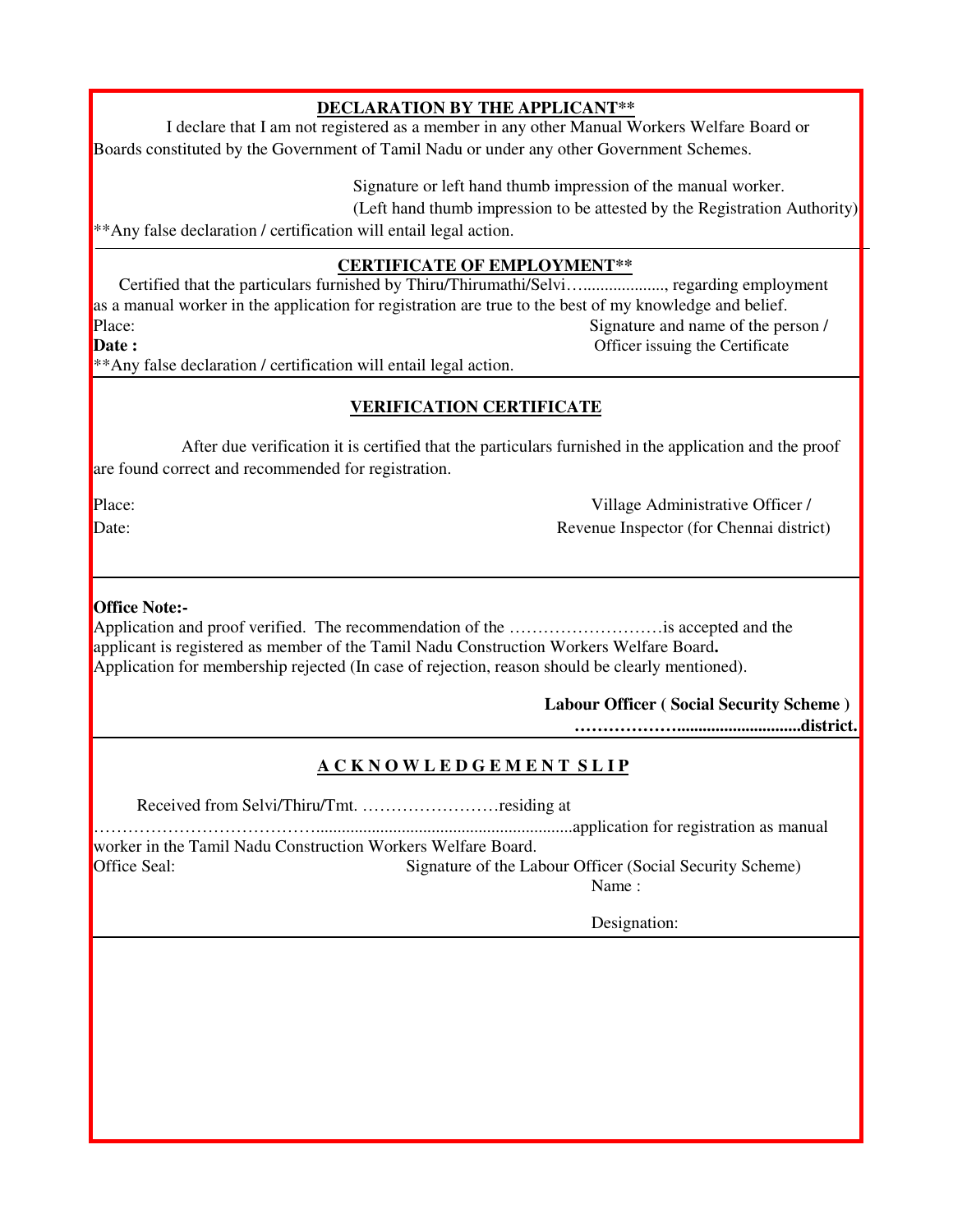## DECLARATION BY THE APPLICANT**

I declare that I am not registered as a member in any other Manual Workers Welfare Board or Boards constituted by the Government of Tamil Nadu or under any other Government Schemes.

Signature or left hand thumb impression of the manual worker.
(Left hand thumb impression to be attested by the Registration Authority)

**Any false declaration / certification will entail legal action.

---

## CERTIFICATE OF EMPLOYMENT**

Certified that the particulars furnished by Thiru/Thirumathi/Selvi…...................., regarding employment as a manual worker in the application for registration are true to the best of my knowledge and belief.

Place:

**Date :**

Signature and name of the person / Officer issuing the Certificate

**Any false declaration / certification will entail legal action.

---

## VERIFICATION CERTIFICATE

After due verification it is certified that the particulars furnished in the application and the proof are found correct and recommended for registration.

Place:

Date:

Village Administrative Officer / Revenue Inspector (for Chennai district)

---

**Office Note:-**

Application and proof verified. The recommendation of the ………………………is accepted and the applicant is registered as member of the Tamil Nadu Construction Workers Welfare Board**.**
Application for membership rejected (In case of rejection, reason should be clearly mentioned).

**Labour Officer ( Social Security Scheme )**
**……………….............................district.**

---

## A C K N O W L E D G E M E N T  S L I P

Received from Selvi/Thiru/Tmt. ……………………residing at ………………………………..........................................................application for registration as manual worker in the Tamil Nadu Construction Workers Welfare Board.

Office Seal:

Signature of the Labour Officer (Social Security Scheme)
Name :

Designation: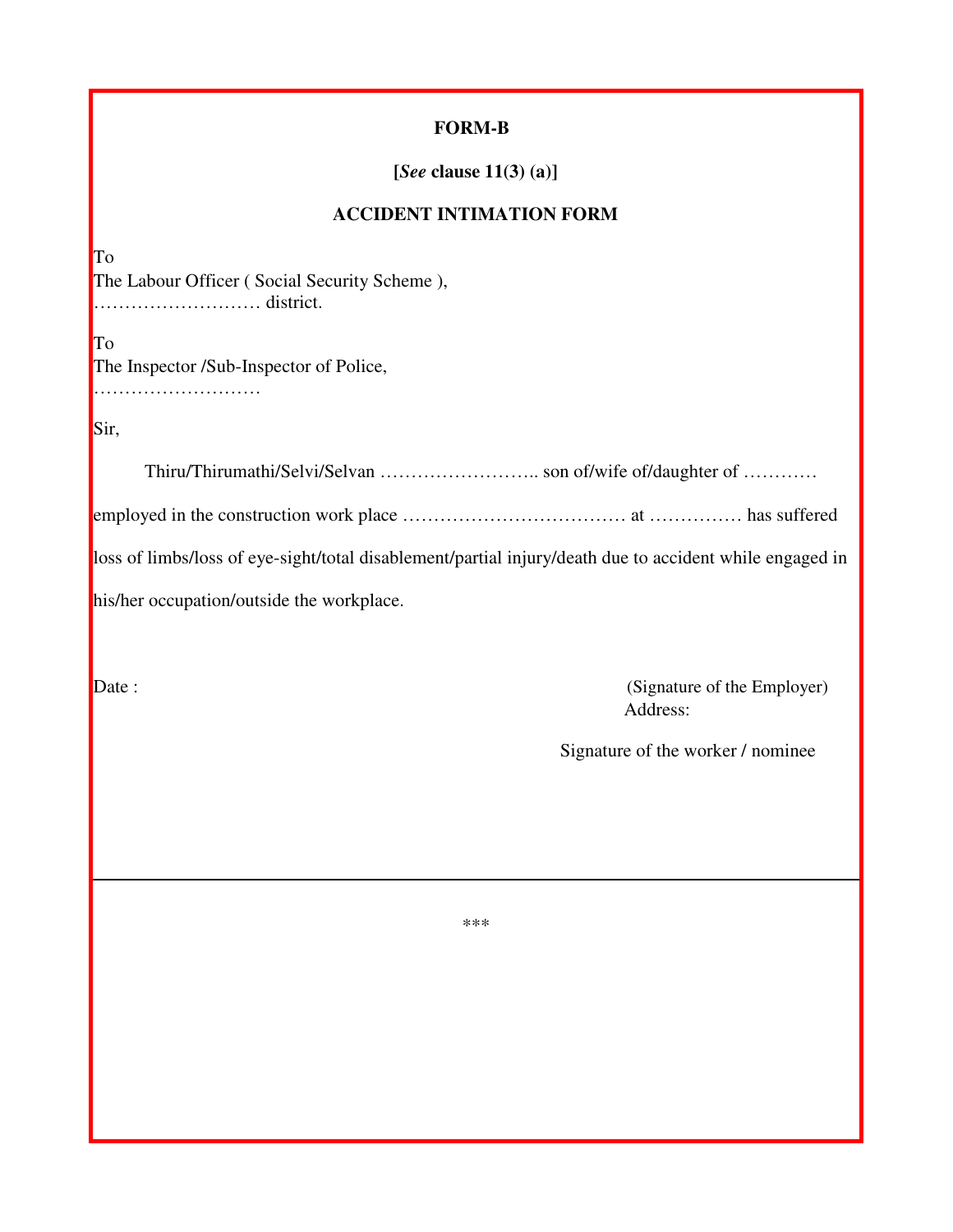**FORM-B**

**[*See* clause 11(3) (a)]**

**ACCIDENT INTIMATION FORM**

To
The Labour Officer ( Social Security Scheme ),
……………………… district.

To
The Inspector /Sub-Inspector of Police,
………………………

Sir,

Thiru/Thirumathi/Selvi/Selvan …………………….. son of/wife of/daughter of ………… employed in the construction work place ……………………………… at …………… has suffered loss of limbs/loss of eye-sight/total disablement/partial injury/death due to accident while engaged in his/her occupation/outside the workplace.

Date :

(Signature of the Employer)
Address:

Signature of the worker / nominee

---

***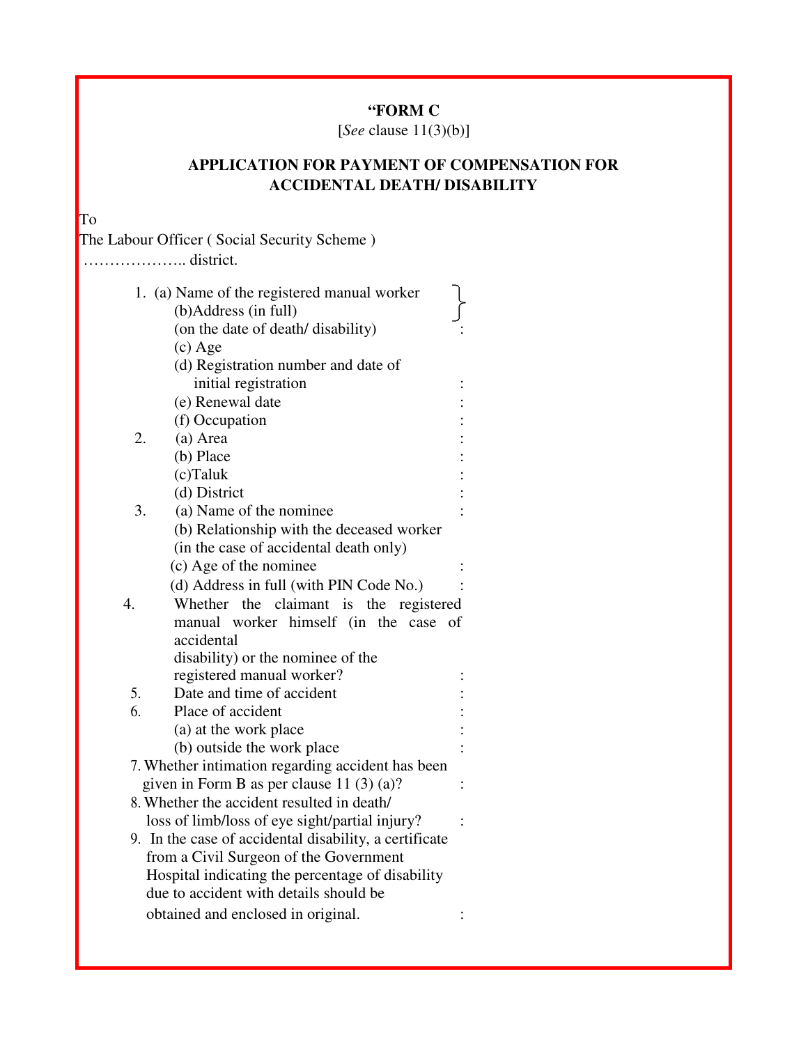**“FORM C**

[*See* clause 11(3)(b)]

**APPLICATION FOR PAYMENT OF COMPENSATION FOR ACCIDENTAL DEATH/ DISABILITY**

To

The Labour Officer ( Social Security Scheme )

……………….. district.

1. (a) Name of the registered manual worker
   (b)Address (in full)
   (on the date of death/ disability) :
   (c) Age
   (d) Registration number and date of initial registration :
   (e) Renewal date :
   (f) Occupation :
2. (a) Area :
   (b) Place :
   (c)Taluk :
   (d) District :
3. (a) Name of the nominee :
   (b) Relationship with the deceased worker
   (in the case of accidental death only)
   (c) Age of the nominee :
   (d) Address in full (with PIN Code No.) :
4. Whether the claimant is the registered manual worker himself (in the case of accidental disability) or the nominee of the registered manual worker? :
5. Date and time of accident :
6. Place of accident :
   (a) at the work place :
   (b) outside the work place :
7. Whether intimation regarding accident has been given in Form B as per clause 11 (3) (a)? :
8. Whether the accident resulted in death/ loss of limb/loss of eye sight/partial injury? :
9. In the case of accidental disability, a certificate from a Civil Surgeon of the Government Hospital indicating the percentage of disability due to accident with details should be obtained and enclosed in original. :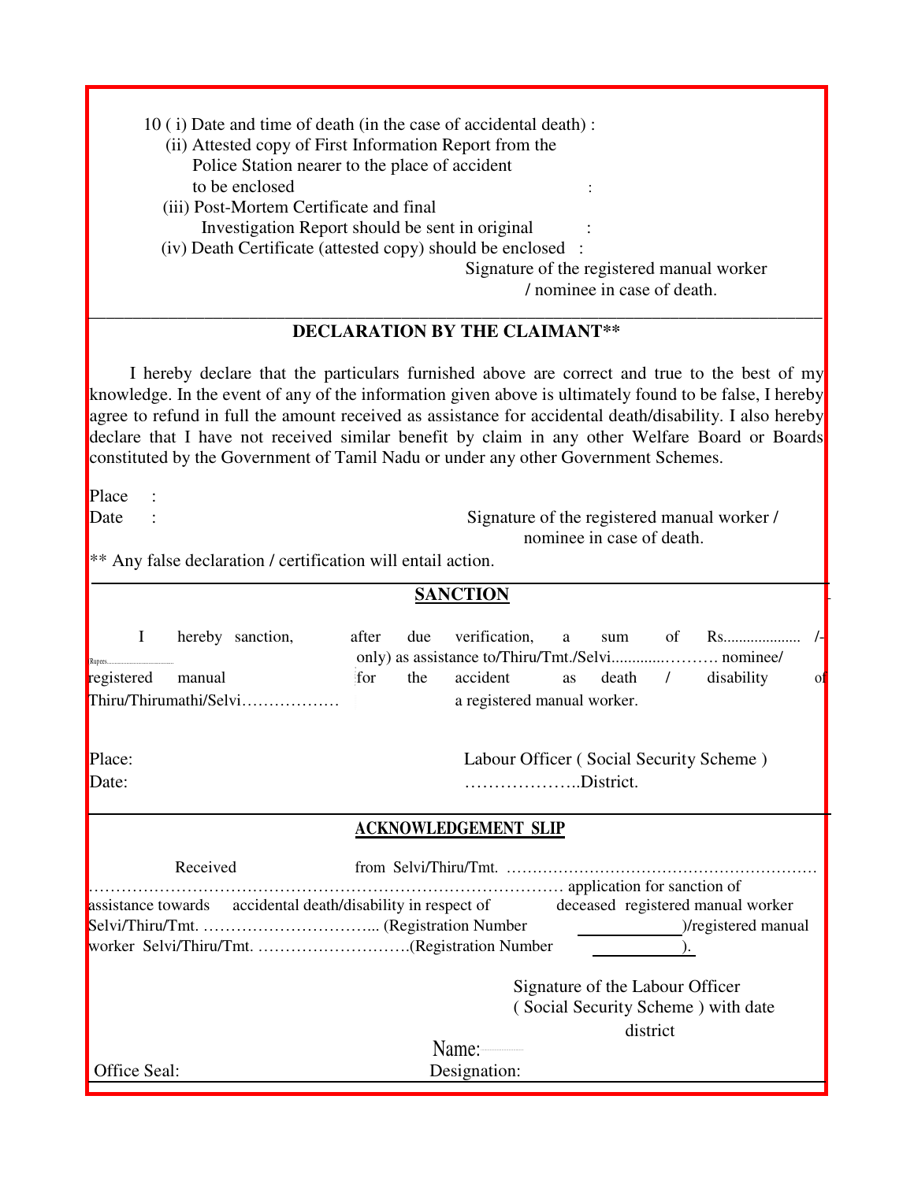10 ( i) Date and time of death (in the case of accidental death) :

(ii) Attested copy of First Information Report from the Police Station nearer to the place of accident to be enclosed :

(iii) Post-Mortem Certificate and final Investigation Report should be sent in original :

(iv) Death Certificate (attested copy) should be enclosed :

Signature of the registered manual worker / nominee in case of death.

---

## DECLARATION BY THE CLAIMANT**

I hereby declare that the particulars furnished above are correct and true to the best of my knowledge. In the event of any of the information given above is ultimately found to be false, I hereby agree to refund in full the amount received as assistance for accidental death/disability. I also hereby declare that I have not received similar benefit by claim in any other Welfare Board or Boards constituted by the Government of Tamil Nadu or under any other Government Schemes.

Place :

Date :

Signature of the registered manual worker / nominee in case of death.

** Any false declaration / certification will entail action.

---

## SANCTION

I hereby sanction, after due verification, a sum of Rs.................... /- Rupees...................................... only) as assistance to/Thiru/Tmt./Selvi.............………. nominee/ registered manual for the accident as death / disability of Thiru/Thirumathi/Selvi……………… a registered manual worker.

Place:

Date:

Labour Officer ( Social Security Scheme )

………………..District.

---

## ACKNOWLEDGEMENT SLIP

Received from Selvi/Thiru/Tmt. ……………………………………………………………………………………………………………………………… application for sanction of assistance towards accidental death/disability in respect of deceased registered manual worker Selvi/Thiru/Tmt. …………………………... (Registration Number \_\_\_\_\_\_\_\_\_\_)/registered manual worker Selvi/Thiru/Tmt. ……………………….(Registration Number \_\_\_\_\_\_\_\_\_\_).

Signature of the Labour Officer ( Social Security Scheme ) with date district

Name:

Office Seal: Designation: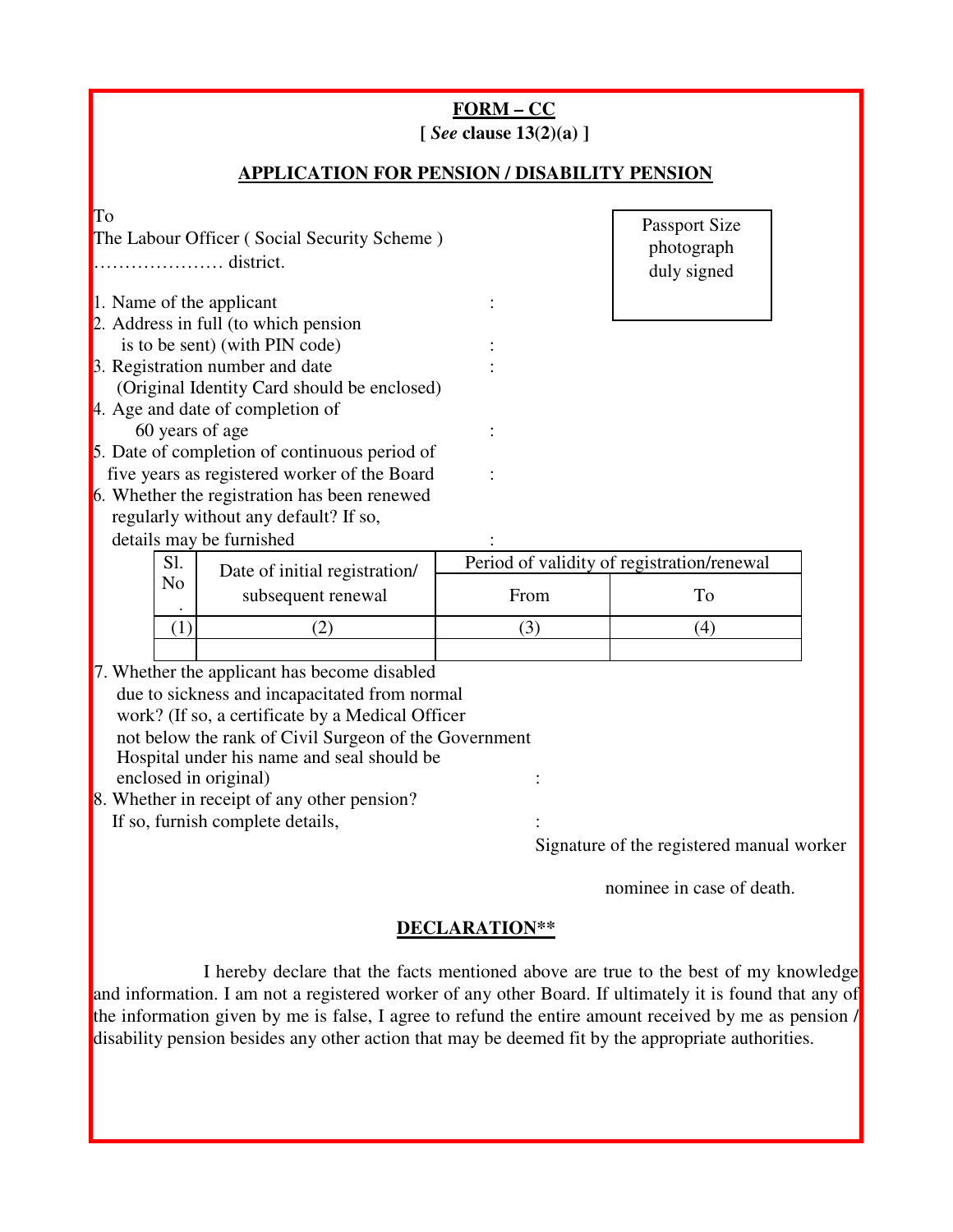**FORM – CC**

**[ *See* clause 13(2)(a) ]**

**APPLICATION FOR PENSION / DISABILITY PENSION**

To
The Labour Officer ( Social Security Scheme )
………………… district.

Passport Size photograph duly signed

1. Name of the applicant :
2. Address in full (to which pension is to be sent) (with PIN code) :
3. Registration number and date (Original Identity Card should be enclosed) :
4. Age and date of completion of 60 years of age :
5. Date of completion of continuous period of five years as registered worker of the Board :
6. Whether the registration has been renewed regularly without any default? If so, details may be furnished :

| Sl. No. | Date of initial registration/ subsequent renewal | Period of validity of registration/renewal | |
|---|---|---|---|
| | | From | To |
| (1) | (2) | (3) | (4) |
| | | | |

7. Whether the applicant has become disabled due to sickness and incapacitated from normal work? (If so, a certificate by a Medical Officer not below the rank of Civil Surgeon of the Government Hospital under his name and seal should be enclosed in original) :
8. Whether in receipt of any other pension? If so, furnish complete details, :

Signature of the registered manual worker

nominee in case of death.

**DECLARATION****

I hereby declare that the facts mentioned above are true to the best of my knowledge and information. I am not a registered worker of any other Board. If ultimately it is found that any of the information given by me is false, I agree to refund the entire amount received by me as pension / disability pension besides any other action that may be deemed fit by the appropriate authorities.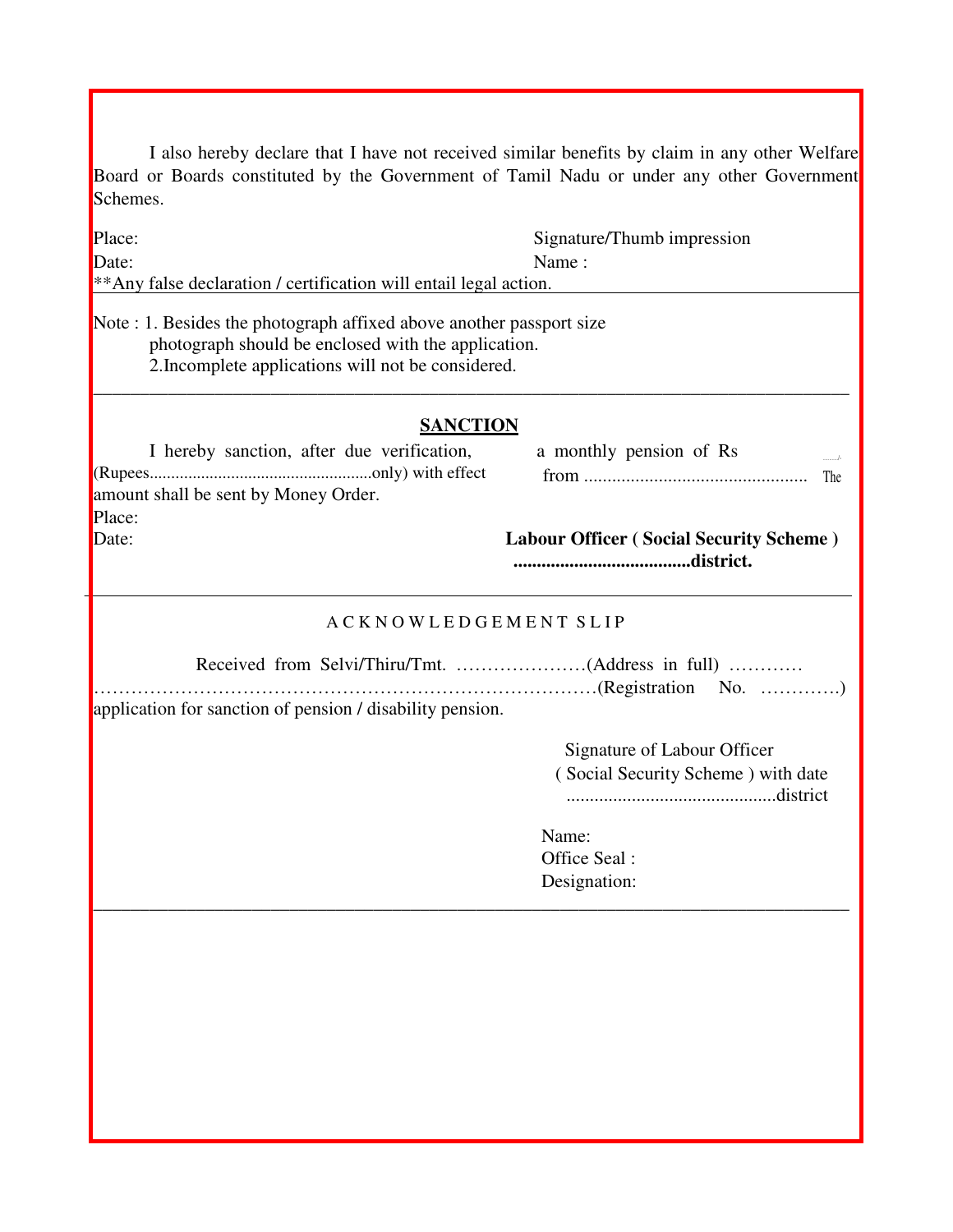I also hereby declare that I have not received similar benefits by claim in any other Welfare Board or Boards constituted by the Government of Tamil Nadu or under any other Government Schemes.

Place: Signature/Thumb impression

Date: Name :

**Any false declaration / certification will entail legal action.

---

Note : 1. Besides the photograph affixed above another passport size photograph should be enclosed with the application.

2.Incomplete applications will not be considered.

---

## SANCTION

I hereby sanction, after due verification, a monthly pension of Rs ........ (Rupees...................................................only) with effect from ................................................ The amount shall be sent by Money Order.

Place:

Date:

**Labour Officer ( Social Security Scheme )**

**......................................district.**

---

A C K N O W L E D G E M E N T S L I P

Received from Selvi/Thiru/Tmt. …………………(Address in full) ………… …………………………………………………………………………(Registration No. ………….) application for sanction of pension / disability pension.

Signature of Labour Officer

( Social Security Scheme ) with date

.............................................district

Name:

Office Seal :

Designation:

---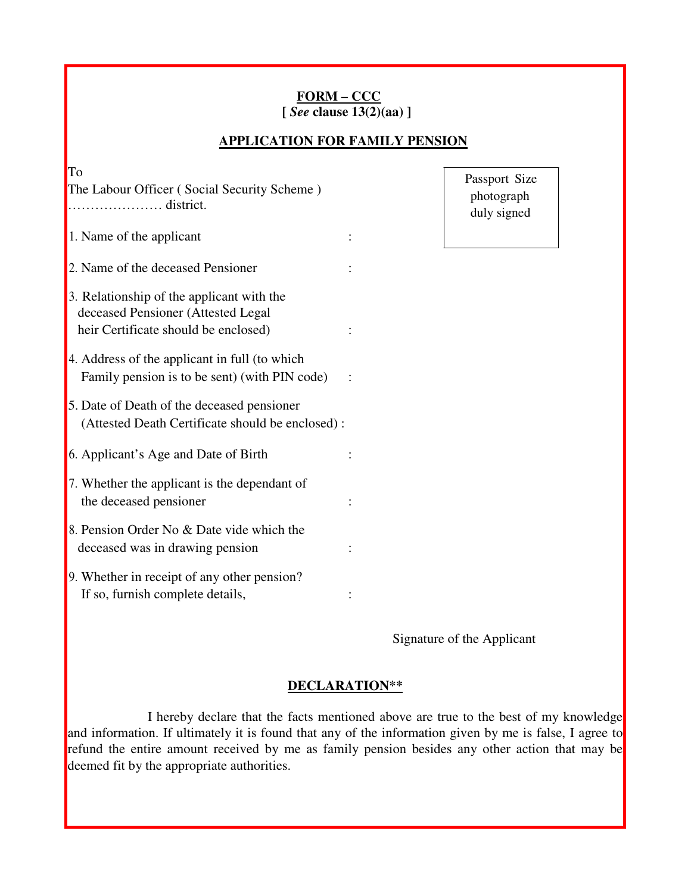**FORM – CCC**
**[ *See* clause 13(2)(aa) ]**

## APPLICATION FOR FAMILY PENSION

To
The Labour Officer ( Social Security Scheme )
………………… district.

Passport Size photograph duly signed

1. Name of the applicant :

2. Name of the deceased Pensioner :

3. Relationship of the applicant with the deceased Pensioner (Attested Legal heir Certificate should be enclosed) :

4. Address of the applicant in full (to which Family pension is to be sent) (with PIN code) :

5. Date of Death of the deceased pensioner (Attested Death Certificate should be enclosed) :

6. Applicant's Age and Date of Birth :

7. Whether the applicant is the dependant of the deceased pensioner :

8. Pension Order No & Date vide which the deceased was in drawing pension :

9. Whether in receipt of any other pension? If so, furnish complete details, :

Signature of the Applicant

**DECLARATION****

I hereby declare that the facts mentioned above are true to the best of my knowledge and information. If ultimately it is found that any of the information given by me is false, I agree to refund the entire amount received by me as family pension besides any other action that may be deemed fit by the appropriate authorities.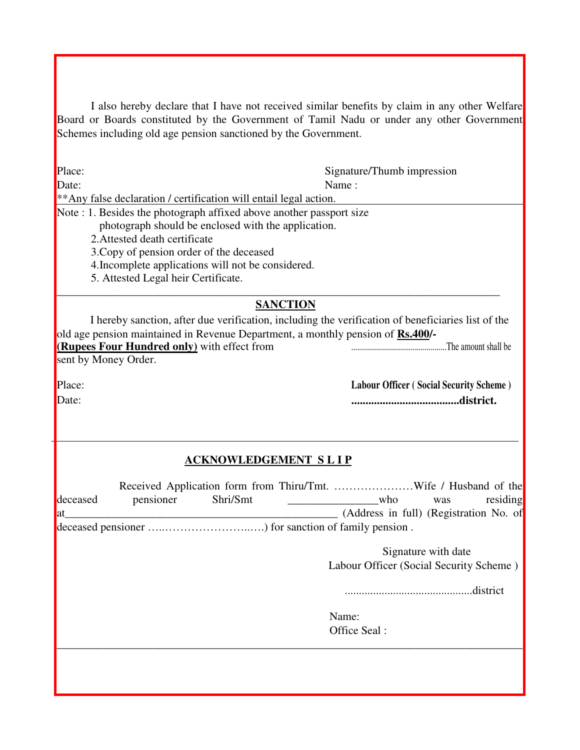I also hereby declare that I have not received similar benefits by claim in any other Welfare Board or Boards constituted by the Government of Tamil Nadu or under any other Government Schemes including old age pension sanctioned by the Government.

Place: Signature/Thumb impression

Date: Name :

**Any false declaration / certification will entail legal action.**

Note : 1. Besides the photograph affixed above another passport size photograph should be enclosed with the application.

2.Attested death certificate

3.Copy of pension order of the deceased

4.Incomplete applications will not be considered.

5. Attested Legal heir Certificate.

---

## SANCTION

I hereby sanction, after due verification, including the verification of beneficiaries list of the old age pension maintained in Revenue Department, a monthly pension of **Rs.400/- (Rupees Four Hundred only)** with effect from ................................................The amount shall be sent by Money Order.

Place: **Labour Officer ( Social Security Scheme )**

Date: **.....................................district.**

---

## ACKNOWLEDGEMENT S L I P

Received Application form from Thiru/Tmt. …………………Wife / Husband of the deceased pensioner Shri/Smt _______________who was residing at_______________________________________________ (Address in full) (Registration No. of deceased pensioner …..……………………..….) for sanction of family pension .

Signature with date

Labour Officer (Social Security Scheme )

............................................district

Name:

Office Seal :

---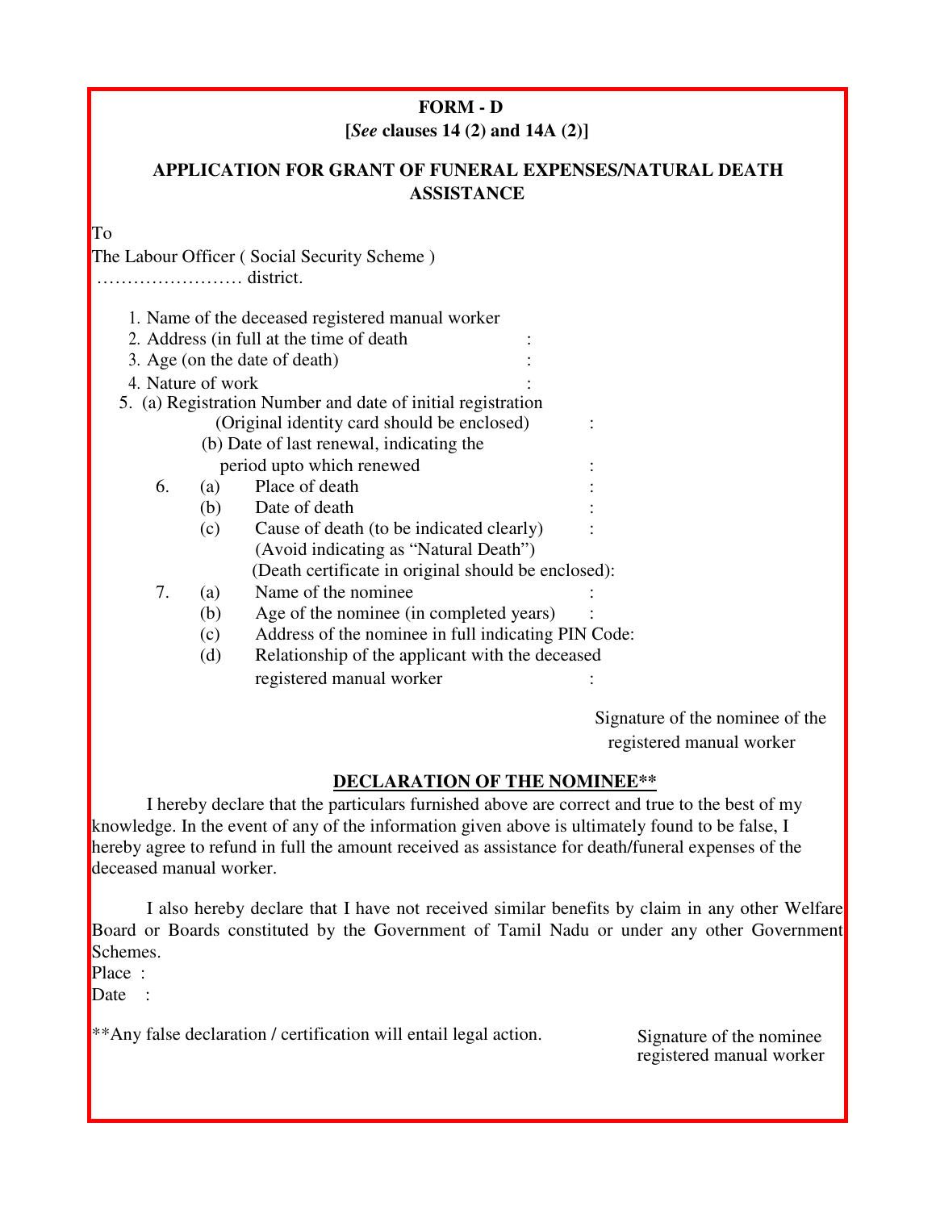**FORM - D**

**[*See* clauses 14 (2) and 14A (2)]**

**APPLICATION FOR GRANT OF FUNERAL EXPENSES/NATURAL DEATH ASSISTANCE**

To

The Labour Officer ( Social Security Scheme )

…………………… district.

1. Name of the deceased registered manual worker
2. Address (in full at the time of death :
3. Age (on the date of death) :
4. Nature of work :
5. (a) Registration Number and date of initial registration (Original identity card should be enclosed) :
   (b) Date of last renewal, indicating the period upto which renewed :
6. (a) Place of death :
   (b) Date of death :
   (c) Cause of death (to be indicated clearly) :
   (Avoid indicating as "Natural Death")
   (Death certificate in original should be enclosed):
7. (a) Name of the nominee :
   (b) Age of the nominee (in completed years) :
   (c) Address of the nominee in full indicating PIN Code:
   (d) Relationship of the applicant with the deceased registered manual worker :

Signature of the nominee of the registered manual worker

**<u>DECLARATION OF THE NOMINEE**</u>**

I hereby declare that the particulars furnished above are correct and true to the best of my knowledge. In the event of any of the information given above is ultimately found to be false, I hereby agree to refund in full the amount received as assistance for death/funeral expenses of the deceased manual worker.

I also hereby declare that I have not received similar benefits by claim in any other Welfare Board or Boards constituted by the Government of Tamil Nadu or under any other Government Schemes.

Place :

Date :

**Any false declaration / certification will entail legal action.

Signature of the nominee registered manual worker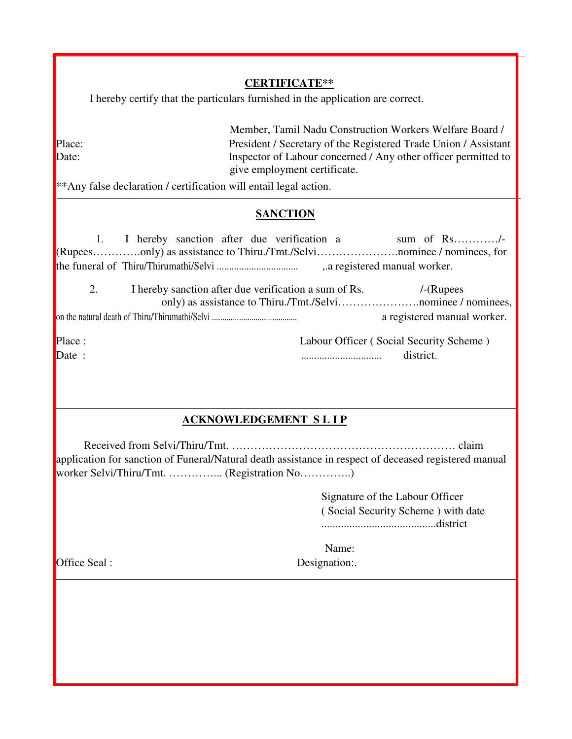## CERTIFICATE**

I hereby certify that the particulars furnished in the application are correct.

Place:

Date:

Member, Tamil Nadu Construction Workers Welfare Board / President / Secretary of the Registered Trade Union / Assistant Inspector of Labour concerned / Any other officer permitted to give employment certificate.

**Any false declaration / certification will entail legal action.

---

## SANCTION

1. I hereby sanction after due verification a sum of Rs…………/- (Rupees…………only) as assistance to Thiru./Tmt./Selvi………………….nominee / nominees, for the funeral of Thiru/Thirumathi/Selvi ................................. ,.a registered manual worker.

2. I hereby sanction after due verification a sum of Rs. /-(Rupees only) as assistance to Thiru./Tmt./Selvi………………….nominee / nominees, on the natural death of Thiru/Thirumathi/Selvi ........................................ a registered manual worker.

Place :

Date :

Labour Officer ( Social Security Scheme )

............................... district.

---

## ACKNOWLEDGEMENT S L I P

Received from Selvi/Thiru/Tmt. …………………………………………………… claim application for sanction of Funeral/Natural death assistance in respect of deceased registered manual worker Selvi/Thiru/Tmt. ………….. (Registration No…………..)

Signature of the Labour Officer
( Social Security Scheme ) with date
.........................................district

Office Seal :

Name:

Designation:.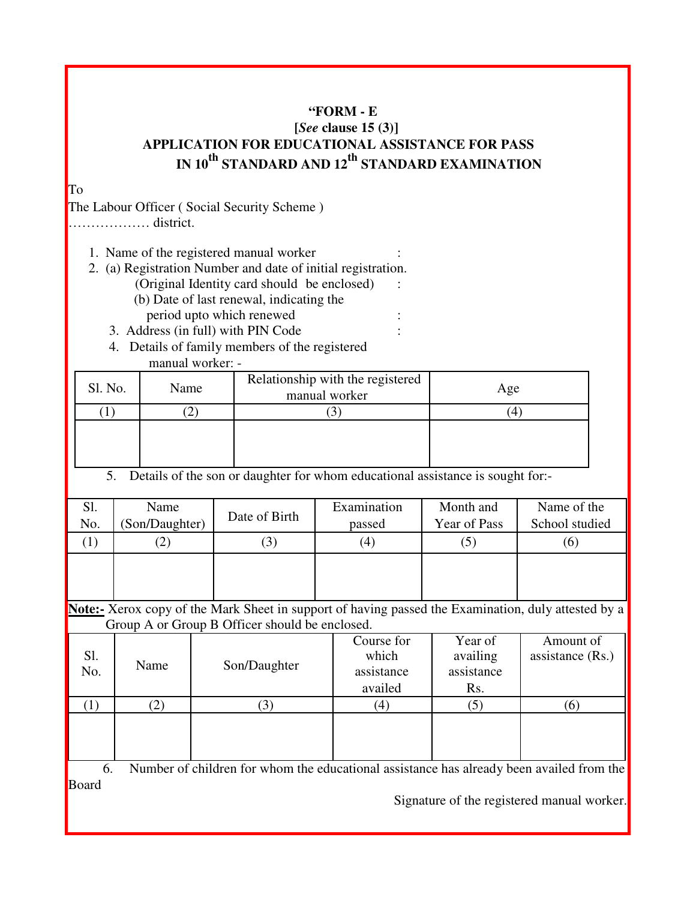**"FORM - E**

**[*See* clause 15 (3)]**

**APPLICATION FOR EDUCATIONAL ASSISTANCE FOR PASS IN 10th STANDARD AND 12th STANDARD EXAMINATION**

To

The Labour Officer ( Social Security Scheme )

……………… district.

1. Name of the registered manual worker :
2. (a) Registration Number and date of initial registration.
   (Original Identity card should be enclosed) :
   (b) Date of last renewal, indicating the period upto which renewed :
3. Address (in full) with PIN Code :
4. Details of family members of the registered manual worker: -

| Sl. No. | Name | Relationship with the registered manual worker | Age |
|---|---|---|---|
| (1) | (2) | (3) | (4) |
| | | | |

5. Details of the son or daughter for whom educational assistance is sought for:-

| Sl. No. | Name (Son/Daughter) | Date of Birth | Examination passed | Month and Year of Pass | Name of the School studied |
|---|---|---|---|---|---|
| (1) | (2) | (3) | (4) | (5) | (6) |
| | | | | | |

**Note:-** Xerox copy of the Mark Sheet in support of having passed the Examination, duly attested by a Group A or Group B Officer should be enclosed.

| Sl. No. | Name | Son/Daughter | Course for which assistance availed | Year of availing assistance Rs. | Amount of assistance (Rs.) |
|---|---|---|---|---|---|
| (1) | (2) | (3) | (4) | (5) | (6) |
| | | | | | |

6. Number of children for whom the educational assistance has already been availed from the Board

Signature of the registered manual worker.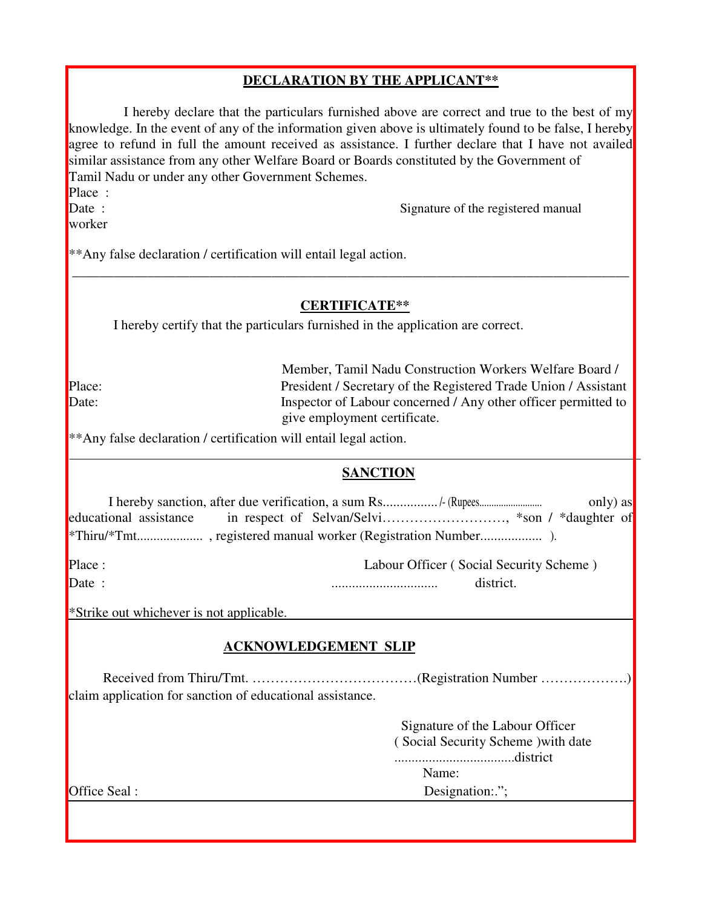## DECLARATION BY THE APPLICANT**

I hereby declare that the particulars furnished above are correct and true to the best of my knowledge. In the event of any of the information given above is ultimately found to be false, I hereby agree to refund in full the amount received as assistance. I further declare that I have not availed similar assistance from any other Welfare Board or Boards constituted by the Government of Tamil Nadu or under any other Government Schemes.

Place :

Date : Signature of the registered manual worker

**Any false declaration / certification will entail legal action.

---

## CERTIFICATE**

I hereby certify that the particulars furnished in the application are correct.

Place:

Date:

Member, Tamil Nadu Construction Workers Welfare Board / President / Secretary of the Registered Trade Union / Assistant Inspector of Labour concerned / Any other officer permitted to give employment certificate.

**Any false declaration / certification will entail legal action.

---

## SANCTION

I hereby sanction, after due verification, a sum Rs................/- (Rupees.......................... only) as educational assistance in respect of Selvan/Selvi………………………, *son / *daughter of *Thiru/*Tmt.................... , registered manual worker (Registration Number.................. ).

Place : Labour Officer ( Social Security Scheme )

Date : .............................. district.

*Strike out whichever is not applicable.

---

## ACKNOWLEDGEMENT SLIP

Received from Thiru/Tmt. ………………………………(Registration Number ……………….) claim application for sanction of educational assistance.

Signature of the Labour Officer
( Social Security Scheme )with date
..................................district
Name:

Office Seal : Designation:.";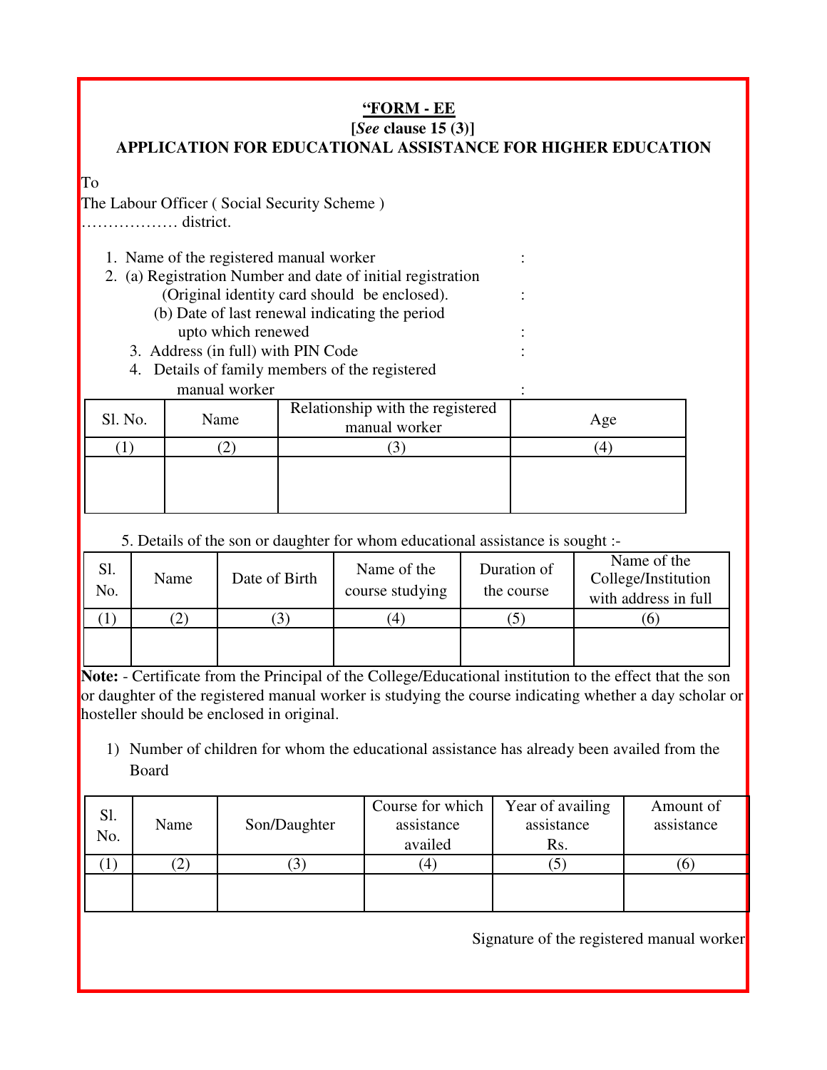**“FORM - EE**

**[*See* clause 15 (3)]**

**APPLICATION FOR EDUCATIONAL ASSISTANCE FOR HIGHER EDUCATION**

To

The Labour Officer ( Social Security Scheme )

……………… district.

1. Name of the registered manual worker :
2. (a) Registration Number and date of initial registration (Original identity card should be enclosed). :

   (b) Date of last renewal indicating the period upto which renewed :
3. Address (in full) with PIN Code :
4. Details of family members of the registered manual worker :

| Sl. No. | Name | Relationship with the registered manual worker | Age |
|---|---|---|---|
| (1) | (2) | (3) | (4) |
| | | | |

5. Details of the son or daughter for whom educational assistance is sought :-

| Sl. No. | Name | Date of Birth | Name of the course studying | Duration of the course | Name of the College/Institution with address in full |
|---|---|---|---|---|---|
| (1) | (2) | (3) | (4) | (5) | (6) |
| | | | | | |

**Note:** - Certificate from the Principal of the College/Educational institution to the effect that the son or daughter of the registered manual worker is studying the course indicating whether a day scholar or hosteller should be enclosed in original.

1) Number of children for whom the educational assistance has already been availed from the Board

| Sl. No. | Name | Son/Daughter | Course for which assistance availed | Year of availing assistance Rs. | Amount of assistance |
|---|---|---|---|---|---|
| (1) | (2) | (3) | (4) | (5) | (6) |
| | | | | | |

Signature of the registered manual worker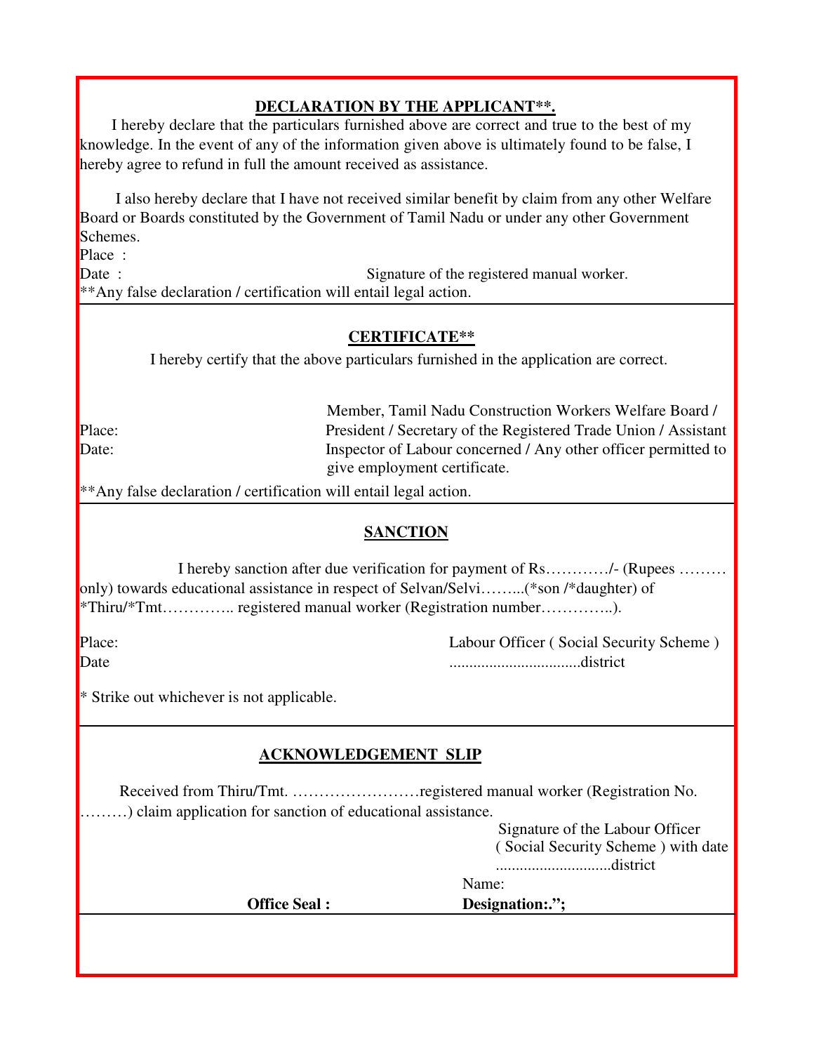## DECLARATION BY THE APPLICANT**.

I hereby declare that the particulars furnished above are correct and true to the best of my knowledge. In the event of any of the information given above is ultimately found to be false, I hereby agree to refund in full the amount received as assistance.

I also hereby declare that I have not received similar benefit by claim from any other Welfare Board or Boards constituted by the Government of Tamil Nadu or under any other Government Schemes.

Place :

Date : Signature of the registered manual worker.

**Any false declaration / certification will entail legal action.

---

## CERTIFICATE**

I hereby certify that the above particulars furnished in the application are correct.

Place:

Date:

Member, Tamil Nadu Construction Workers Welfare Board / President / Secretary of the Registered Trade Union / Assistant Inspector of Labour concerned / Any other officer permitted to give employment certificate.

**Any false declaration / certification will entail legal action.

---

## SANCTION

I hereby sanction after due verification for payment of Rs…………/- (Rupees ……… only) towards educational assistance in respect of Selvan/Selvi……...(*son /*daughter) of *Thiru/*Tmt………….. registered manual worker (Registration number…………..).

Place:

Date

Labour Officer ( Social Security Scheme )
................................district

* Strike out whichever is not applicable.

---

## ACKNOWLEDGEMENT SLIP

Received from Thiru/Tmt. ……………………registered manual worker (Registration No. ………) claim application for sanction of educational assistance.

Signature of the Labour Officer
( Social Security Scheme ) with date
............................district

Name:

**Office Seal :** **Designation:.";**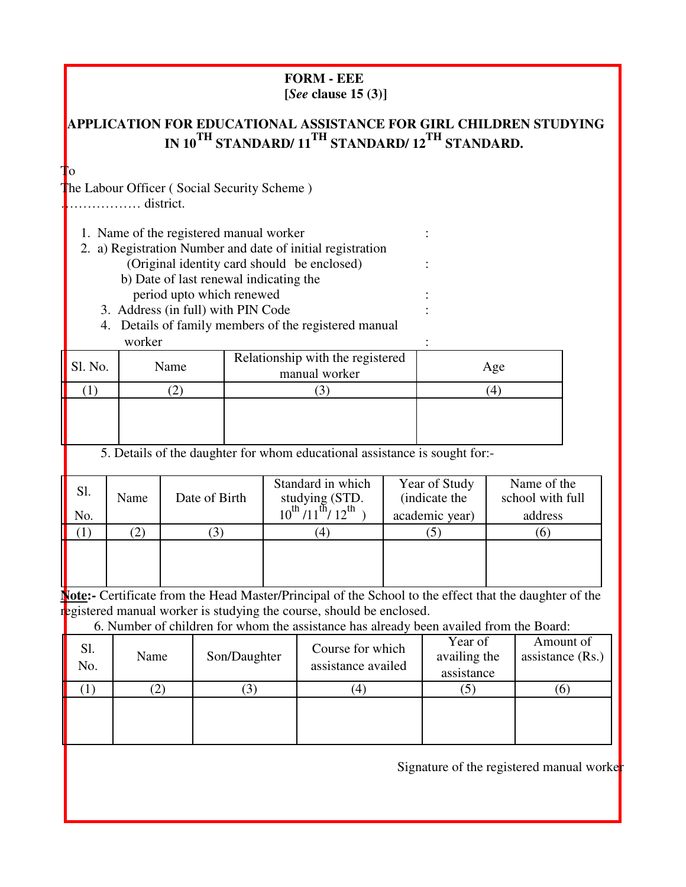**FORM - EEE**
**[*See* clause 15 (3)]**

**APPLICATION FOR EDUCATIONAL ASSISTANCE FOR GIRL CHILDREN STUDYING IN 10TH STANDARD/ 11TH STANDARD/ 12TH STANDARD.**

To
The Labour Officer ( Social Security Scheme )
……………… district.

1. Name of the registered manual worker :
2. a) Registration Number and date of initial registration (Original identity card should be enclosed) :
   b) Date of last renewal indicating the period upto which renewed :
3. Address (in full) with PIN Code :
4. Details of family members of the registered manual worker :

| Sl. No. | Name | Relationship with the registered manual worker | Age |
|---|---|---|---|
| (1) | (2) | (3) | (4) |
| | | | |

5. Details of the daughter for whom educational assistance is sought for:-

| Sl. No. | Name | Date of Birth | Standard in which studying (STD. 10th /11th/ 12th ) | Year of Study (indicate the academic year) | Name of the school with full address |
|---|---|---|---|---|---|
| (1) | (2) | (3) | (4) | (5) | (6) |
| | | | | | |

**Note:-** Certificate from the Head Master/Principal of the School to the effect that the daughter of the registered manual worker is studying the course, should be enclosed.

6. Number of children for whom the assistance has already been availed from the Board:

| Sl. No. | Name | Son/Daughter | Course for which assistance availed | Year of availing the assistance | Amount of assistance (Rs.) |
|---|---|---|---|---|---|
| (1) | (2) | (3) | (4) | (5) | (6) |
| | | | | | |

Signature of the registered manual worker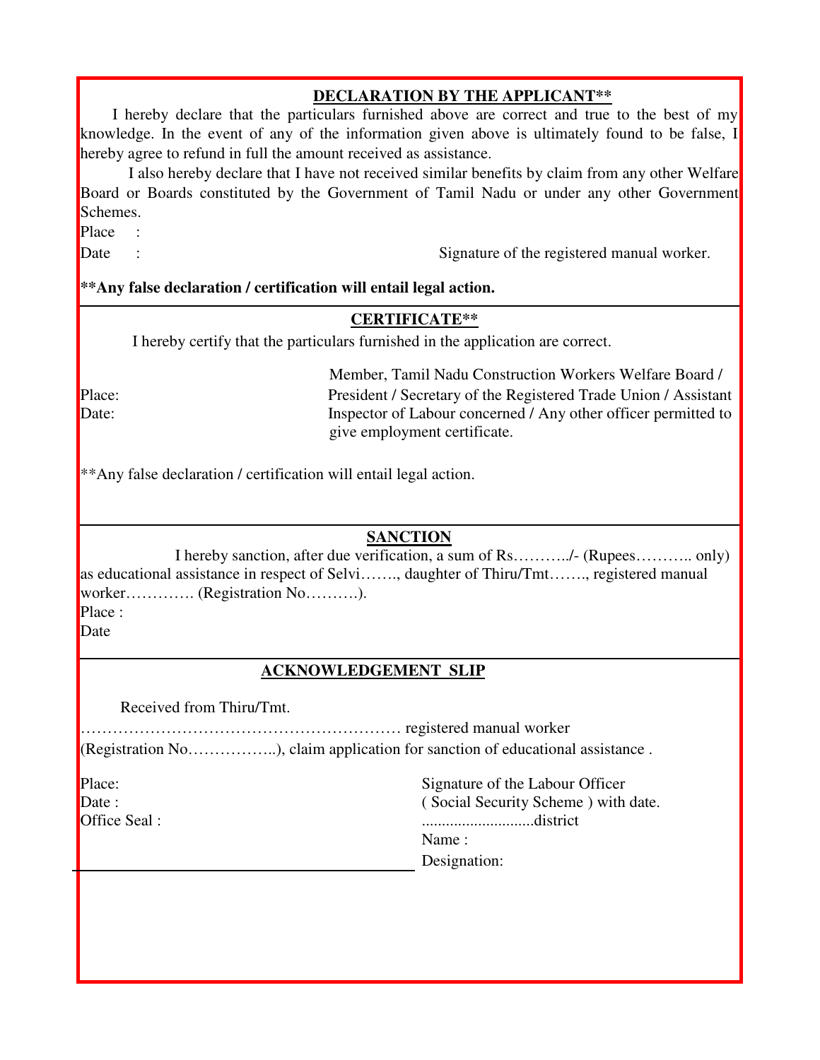## DECLARATION BY THE APPLICANT**

I hereby declare that the particulars furnished above are correct and true to the best of my knowledge. In the event of any of the information given above is ultimately found to be false, I hereby agree to refund in full the amount received as assistance.

I also hereby declare that I have not received similar benefits by claim from any other Welfare Board or Boards constituted by the Government of Tamil Nadu or under any other Government Schemes.

Place :

Date : Signature of the registered manual worker.

**\*\*Any false declaration / certification will entail legal action.**

---

## CERTIFICATE**

I hereby certify that the particulars furnished in the application are correct.

Place:

Date:

Member, Tamil Nadu Construction Workers Welfare Board / President / Secretary of the Registered Trade Union / Assistant Inspector of Labour concerned / Any other officer permitted to give employment certificate.

**Any false declaration / certification will entail legal action.

---

## SANCTION

I hereby sanction, after due verification, a sum of Rs………./- (Rupees……….. only) as educational assistance in respect of Selvi……., daughter of Thiru/Tmt……., registered manual worker…………. (Registration No……….).

Place :

Date

---

## ACKNOWLEDGEMENT SLIP

Received from Thiru/Tmt.

…………………………………………………… registered manual worker (Registration No……………..), claim application for sanction of educational assistance .

Place:

Date :

Office Seal :

Signature of the Labour Officer
( Social Security Scheme ) with date.
...........................district
Name :
Designation: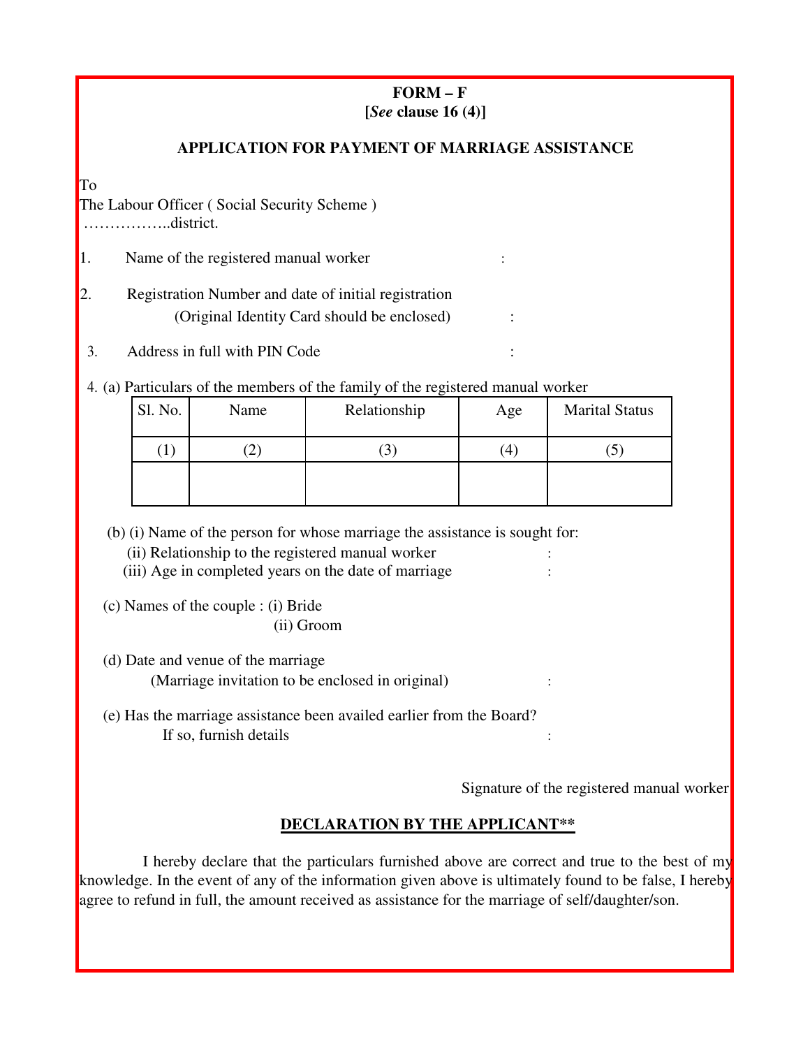**FORM – F**
**[*See* clause 16 (4)]**

**APPLICATION FOR PAYMENT OF MARRIAGE ASSISTANCE**

To
The Labour Officer ( Social Security Scheme )
……………..district.

1. Name of the registered manual worker :

2. Registration Number and date of initial registration
   (Original Identity Card should be enclosed) :

3. Address in full with PIN Code :

4. (a) Particulars of the members of the family of the registered manual worker

| Sl. No. | Name | Relationship | Age | Marital Status |
|---|---|---|---|---|
| (1) | (2) | (3) | (4) | (5) |
| | | | | |

(b) (i) Name of the person for whose marriage the assistance is sought for:
   (ii) Relationship to the registered manual worker :
   (iii) Age in completed years on the date of marriage :

(c) Names of the couple : (i) Bride
   (ii) Groom

(d) Date and venue of the marriage
   (Marriage invitation to be enclosed in original) :

(e) Has the marriage assistance been availed earlier from the Board?
   If so, furnish details :

Signature of the registered manual worker

**DECLARATION BY THE APPLICANT****

I hereby declare that the particulars furnished above are correct and true to the best of my knowledge. In the event of any of the information given above is ultimately found to be false, I hereby agree to refund in full, the amount received as assistance for the marriage of self/daughter/son.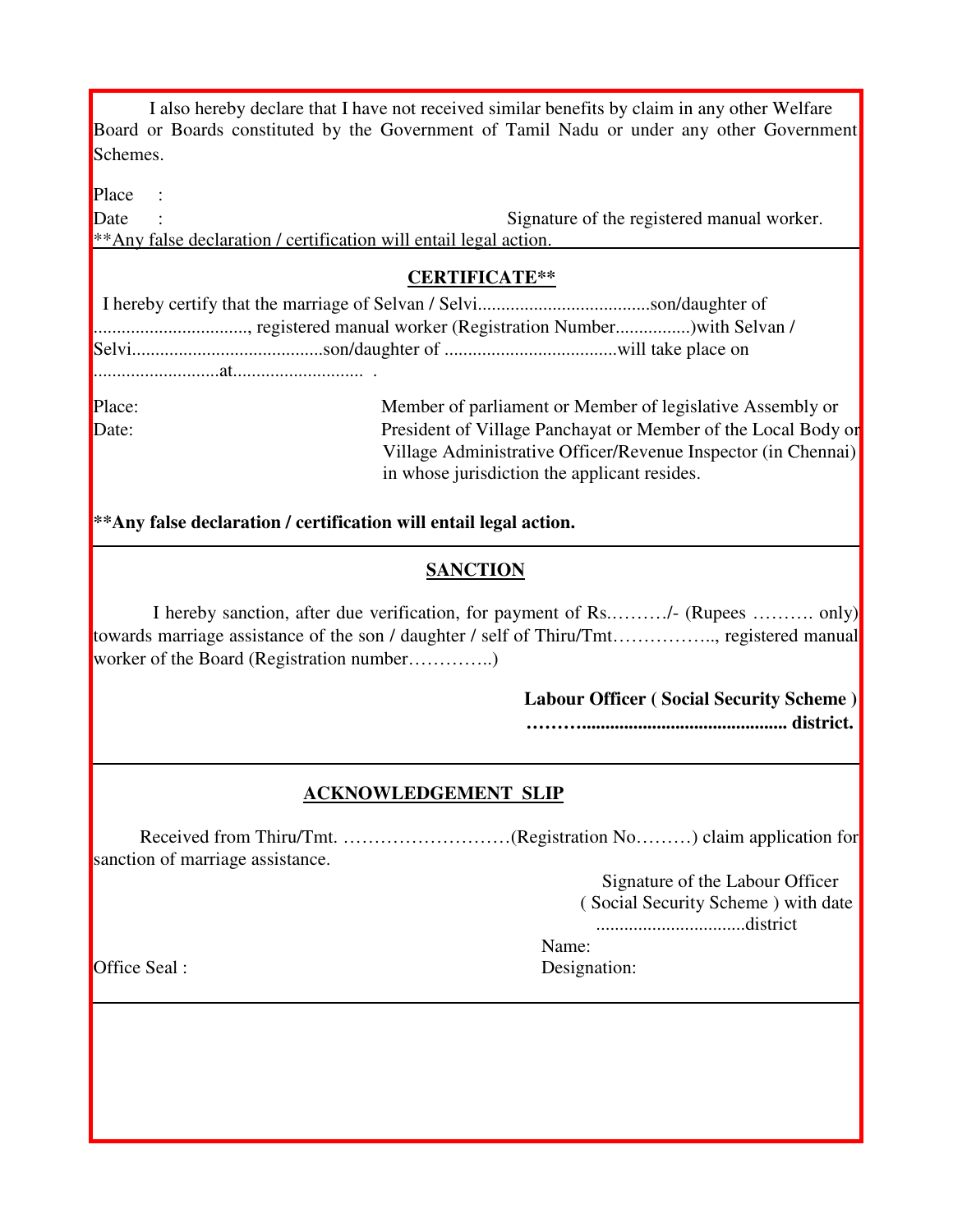I also hereby declare that I have not received similar benefits by claim in any other Welfare Board or Boards constituted by the Government of Tamil Nadu or under any other Government Schemes.

Place :

Date : Signature of the registered manual worker.

**Any false declaration / certification will entail legal action.

## CERTIFICATE**

I hereby certify that the marriage of Selvan / Selvi....................................son/daughter of ................................, registered manual worker (Registration Number................)with Selvan / Selvi.........................................son/daughter of ....................................will take place on ...........................at........................... .

Place:

Date:

Member of parliament or Member of legislative Assembly or President of Village Panchayat or Member of the Local Body or Village Administrative Officer/Revenue Inspector (in Chennai) in whose jurisdiction the applicant resides.

**\*\*Any false declaration / certification will entail legal action.**

## SANCTION

I hereby sanction, after due verification, for payment of Rs.………/- (Rupees ………. only) towards marriage assistance of the son / daughter / self of Thiru/Tmt…………….., registered manual worker of the Board (Registration number…………..)

**Labour Officer ( Social Security Scheme )**

**………........................................... district.**

## ACKNOWLEDGEMENT SLIP

Received from Thiru/Tmt. ………………………(Registration No………) claim application for sanction of marriage assistance.

Signature of the Labour Officer
( Social Security Scheme ) with date
...............................district

Name:

Office Seal : Designation: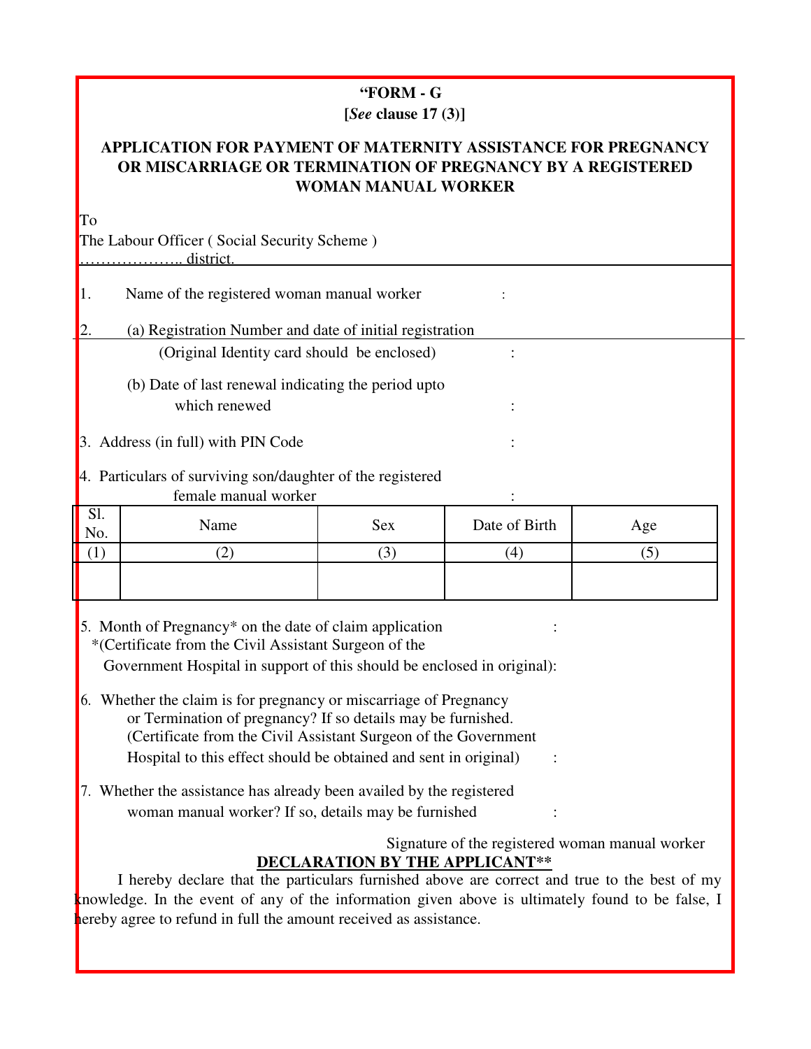**"FORM - G**

**[*See* clause 17 (3)]**

**APPLICATION FOR PAYMENT OF MATERNITY ASSISTANCE FOR PREGNANCY OR MISCARRIAGE OR TERMINATION OF PREGNANCY BY A REGISTERED WOMAN MANUAL WORKER**

To

The Labour Officer ( Social Security Scheme )

……………….. district.

1. Name of the registered woman manual worker :

2. (a) Registration Number and date of initial registration
   (Original Identity card should be enclosed) :

   (b) Date of last renewal indicating the period upto which renewed :

3. Address (in full) with PIN Code :

4. Particulars of surviving son/daughter of the registered female manual worker :

| Sl. No. | Name | Sex | Date of Birth | Age |
|---|---|---|---|---|
| (1) | (2) | (3) | (4) | (5) |
| | | | | |

5. Month of Pregnancy* on the date of claim application :
   *(Certificate from the Civil Assistant Surgeon of the Government Hospital in support of this should be enclosed in original):

6. Whether the claim is for pregnancy or miscarriage of Pregnancy or Termination of pregnancy? If so details may be furnished. (Certificate from the Civil Assistant Surgeon of the Government Hospital to this effect should be obtained and sent in original) :

7. Whether the assistance has already been availed by the registered woman manual worker? If so, details may be furnished :

Signature of the registered woman manual worker

**DECLARATION BY THE APPLICANT****

I hereby declare that the particulars furnished above are correct and true to the best of my knowledge. In the event of any of the information given above is ultimately found to be false, I hereby agree to refund in full the amount received as assistance.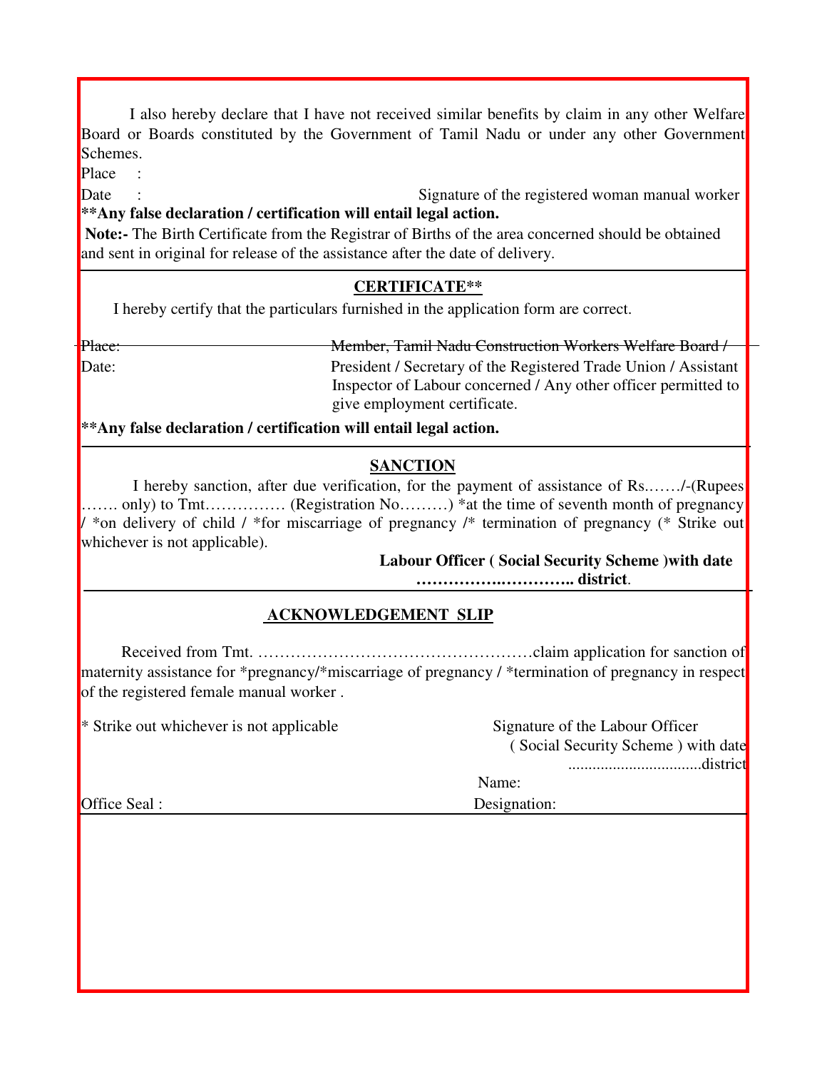I also hereby declare that I have not received similar benefits by claim in any other Welfare Board or Boards constituted by the Government of Tamil Nadu or under any other Government Schemes.

Place :

Date : Signature of the registered woman manual worker

**\*\*Any false declaration / certification will entail legal action.**

**Note:-** The Birth Certificate from the Registrar of Births of the area concerned should be obtained and sent in original for release of the assistance after the date of delivery.

---

## CERTIFICATE**

I hereby certify that the particulars furnished in the application form are correct.

~~Place:~~ ~~Member, Tamil Nadu Construction Workers Welfare Board /~~

Date: President / Secretary of the Registered Trade Union / Assistant Inspector of Labour concerned / Any other officer permitted to give employment certificate.

**\*\*Any false declaration / certification will entail legal action.**

---

## SANCTION

I hereby sanction, after due verification, for the payment of assistance of Rs……./-(Rupees ……. only) to Tmt…………… (Registration No………) *at the time of seventh month of pregnancy / *on delivery of child / *for miscarriage of pregnancy /* termination of pregnancy (* Strike out whichever is not applicable).

**Labour Officer ( Social Security Scheme )with date …………….………….. district**.

---

## ACKNOWLEDGEMENT SLIP

Received from Tmt. ……………………………………………claim application for sanction of maternity assistance for *pregnancy/*miscarriage of pregnancy / *termination of pregnancy in respect of the registered female manual worker .

\* Strike out whichever is not applicable

Signature of the Labour Officer
( Social Security Scheme ) with date
................................district

Name:

Office Seal : Designation: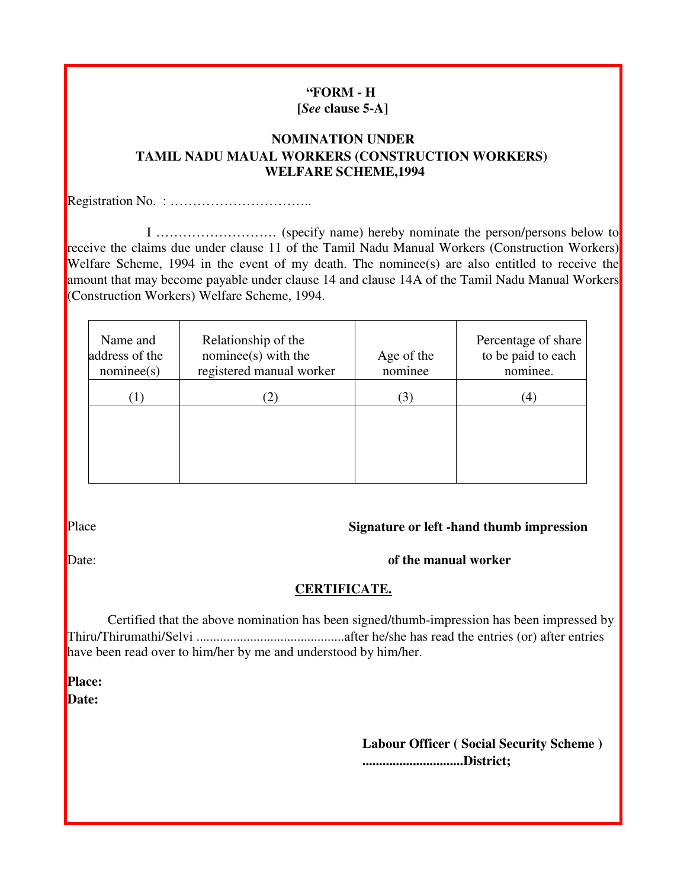**“FORM - H**
**[*See* clause 5-A]**

**NOMINATION UNDER**
**TAMIL NADU MAUAL WORKERS (CONSTRUCTION WORKERS)**
**WELFARE SCHEME,1994**

Registration No. : …………………………..

I ……………………… (specify name) hereby nominate the person/persons below to receive the claims due under clause 11 of the Tamil Nadu Manual Workers (Construction Workers) Welfare Scheme, 1994 in the event of my death. The nominee(s) are also entitled to receive the amount that may become payable under clause 14 and clause 14A of the Tamil Nadu Manual Workers (Construction Workers) Welfare Scheme, 1994.

| Name and address of the nominee(s) | Relationship of the nominee(s) with the registered manual worker | Age of the nominee | Percentage of share to be paid to each nominee. |
|---|---|---|---|
| (1) | (2) | (3) | (4) |
| | | | |

Place

Date:

**Signature or left -hand thumb impression of the manual worker**

**CERTIFICATE.**

Certified that the above nomination has been signed/thumb-impression has been impressed by Thiru/Thirumathi/Selvi ............................................after he/she has read the entries (or) after entries have been read over to him/her by me and understood by him/her.

**Place:**
**Date:**

**Labour Officer ( Social Security Scheme )**
**.............................District;**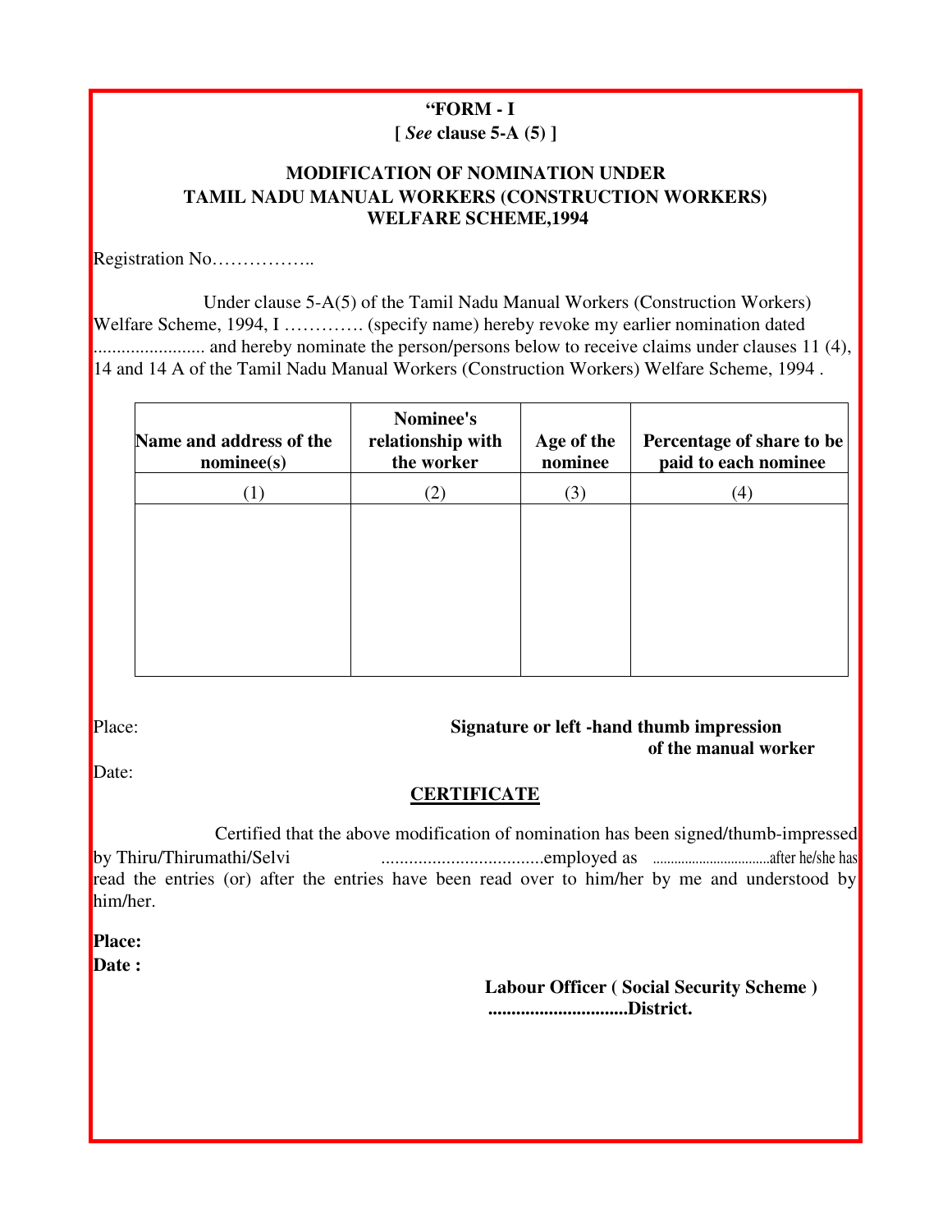**"FORM - I**
**[ *See* clause 5-A (5) ]**

**MODIFICATION OF NOMINATION UNDER TAMIL NADU MANUAL WORKERS (CONSTRUCTION WORKERS) WELFARE SCHEME,1994**

Registration No……………..

Under clause 5-A(5) of the Tamil Nadu Manual Workers (Construction Workers) Welfare Scheme, 1994, I …………. (specify name) hereby revoke my earlier nomination dated ........................ and hereby nominate the person/persons below to receive claims under clauses 11 (4), 14 and 14 A of the Tamil Nadu Manual Workers (Construction Workers) Welfare Scheme, 1994 .

| Name and address of the nominee(s) | Nominee's relationship with the worker | Age of the nominee | Percentage of share to be paid to each nominee |
|---|---|---|---|
| (1) | (2) | (3) | (4) |
| | | | |

Place:

**Signature or left -hand thumb impression of the manual worker**

Date:

**CERTIFICATE**

Certified that the above modification of nomination has been signed/thumb-impressed by Thiru/Thirumathi/Selvi ..................................employed as .................................after he/she has read the entries (or) after the entries have been read over to him/her by me and understood by him/her.

**Place:**
**Date :**

**Labour Officer ( Social Security Scheme )**
**.............................District.**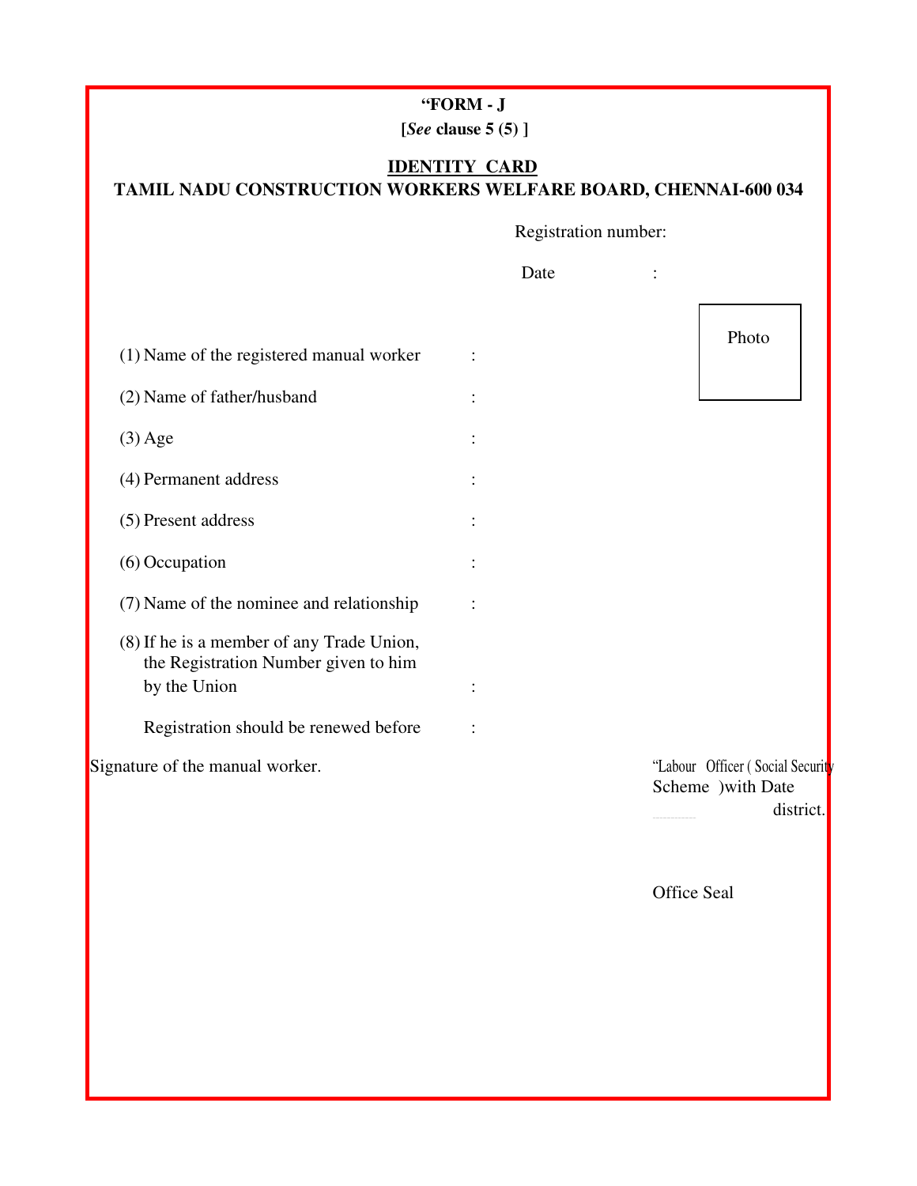**“FORM - J**

**[*See* clause 5 (5) ]**

**<u>IDENTITY CARD</u>**

**TAMIL NADU CONSTRUCTION WORKERS WELFARE BOARD, CHENNAI-600 034**

Registration number:

Date :

Photo

(1) Name of the registered manual worker :

(2) Name of father/husband :

(3) Age :

(4) Permanent address :

(5) Present address :

(6) Occupation :

(7) Name of the nominee and relationship :

(8) If he is a member of any Trade Union, the Registration Number given to him by the Union :

Registration should be renewed before :

Signature of the manual worker.

“Labour Officer ( Social Security Scheme )with Date

district.

Office Seal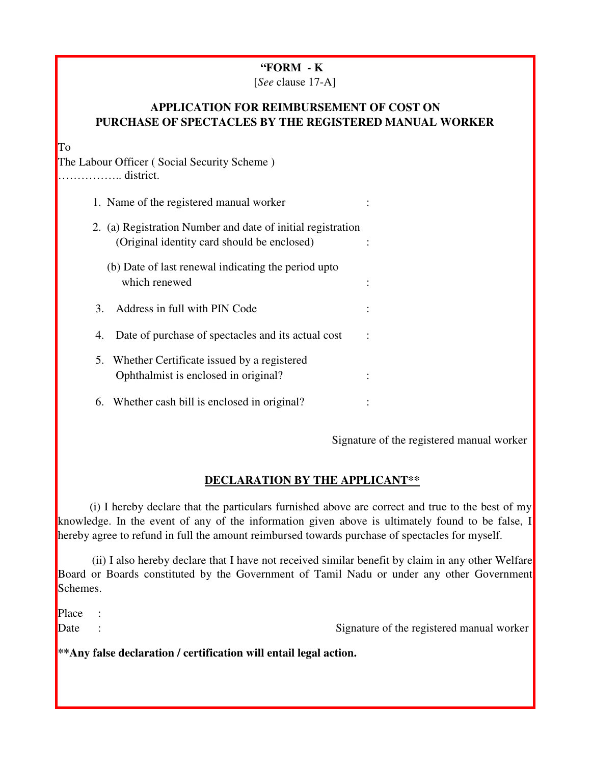**"FORM - K**

[*See* clause 17-A]

**APPLICATION FOR REIMBURSEMENT OF COST ON PURCHASE OF SPECTACLES BY THE REGISTERED MANUAL WORKER**

To

The Labour Officer ( Social Security Scheme )

…………….. district.

1. Name of the registered manual worker :
2. (a) Registration Number and date of initial registration (Original identity card should be enclosed) :

   (b) Date of last renewal indicating the period upto which renewed :
3. Address in full with PIN Code :
4. Date of purchase of spectacles and its actual cost :
5. Whether Certificate issued by a registered Ophthalmist is enclosed in original? :
6. Whether cash bill is enclosed in original? :

Signature of the registered manual worker

**<u>DECLARATION BY THE APPLICANT**</u>**

(i) I hereby declare that the particulars furnished above are correct and true to the best of my knowledge. In the event of any of the information given above is ultimately found to be false, I hereby agree to refund in full the amount reimbursed towards purchase of spectacles for myself.

(ii) I also hereby declare that I have not received similar benefit by claim in any other Welfare Board or Boards constituted by the Government of Tamil Nadu or under any other Government Schemes.

Place :

Date : Signature of the registered manual worker

****Any false declaration / certification will entail legal action.**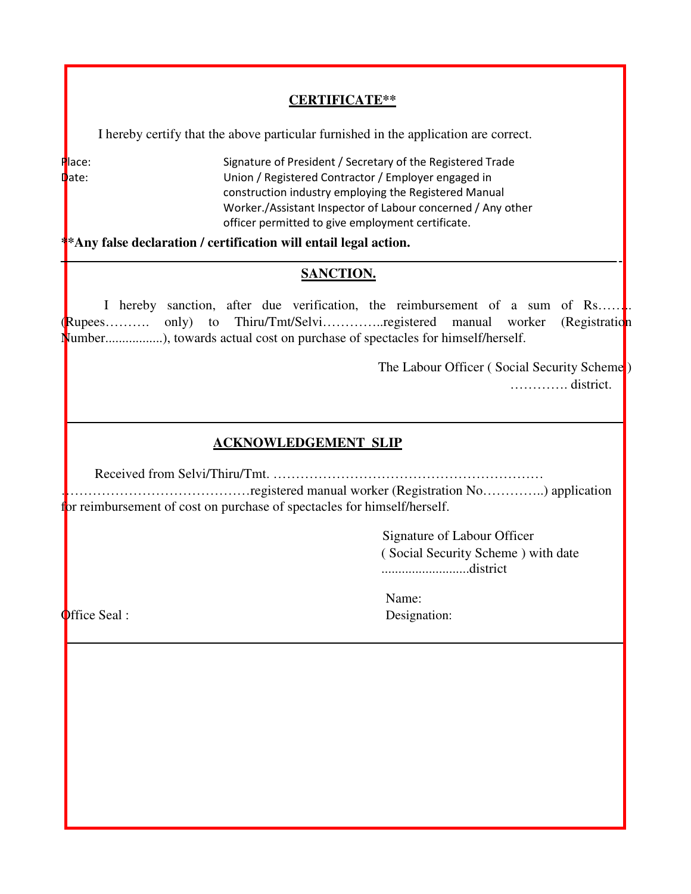**CERTIFICATE****

I hereby certify that the above particular furnished in the application are correct.

Place:

Date:

Signature of President / Secretary of the Registered Trade Union / Registered Contractor / Employer engaged in construction industry employing the Registered Manual Worker./Assistant Inspector of Labour concerned / Any other officer permitted to give employment certificate.

****Any false declaration / certification will entail legal action.**

---

**SANCTION.**

I hereby sanction, after due verification, the reimbursement of a sum of Rs…….. (Rupees………. only) to Thiru/Tmt/Selvi…………..registered manual worker (Registration Number................), towards actual cost on purchase of spectacles for himself/herself.

The Labour Officer ( Social Security Scheme )

…………. district.

---

**ACKNOWLEDGEMENT SLIP**

Received from Selvi/Thiru/Tmt. ……………………………………………………
……………………………………registered manual worker (Registration No…………..) application for reimbursement of cost on purchase of spectacles for himself/herself.

Signature of Labour Officer
( Social Security Scheme ) with date
.........................district

Name:

Office Seal :

Designation: